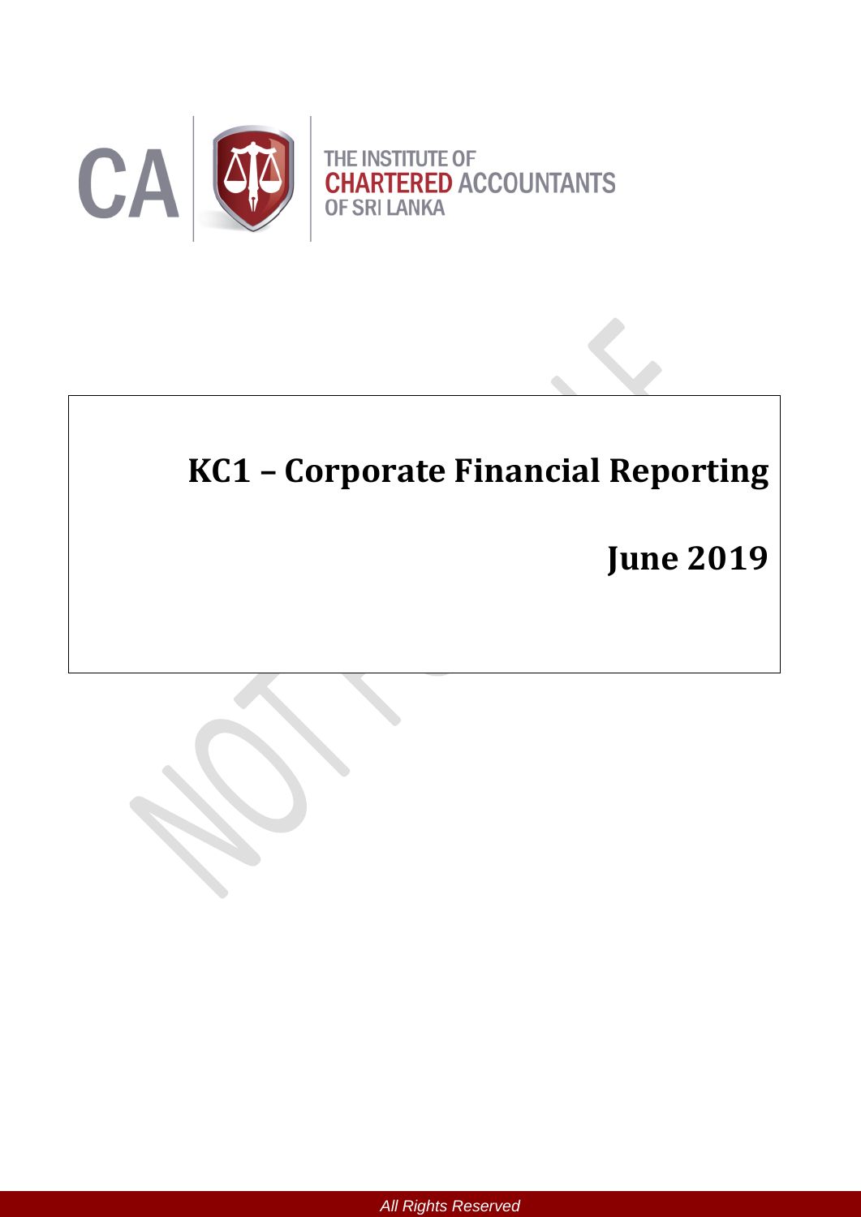THE INSTITUTE OF CHARTERED ACCOUNTANTS OF SRI LANKA

# KC1 – Corporate Financial Reporting

# June 2019

All Rights Reserved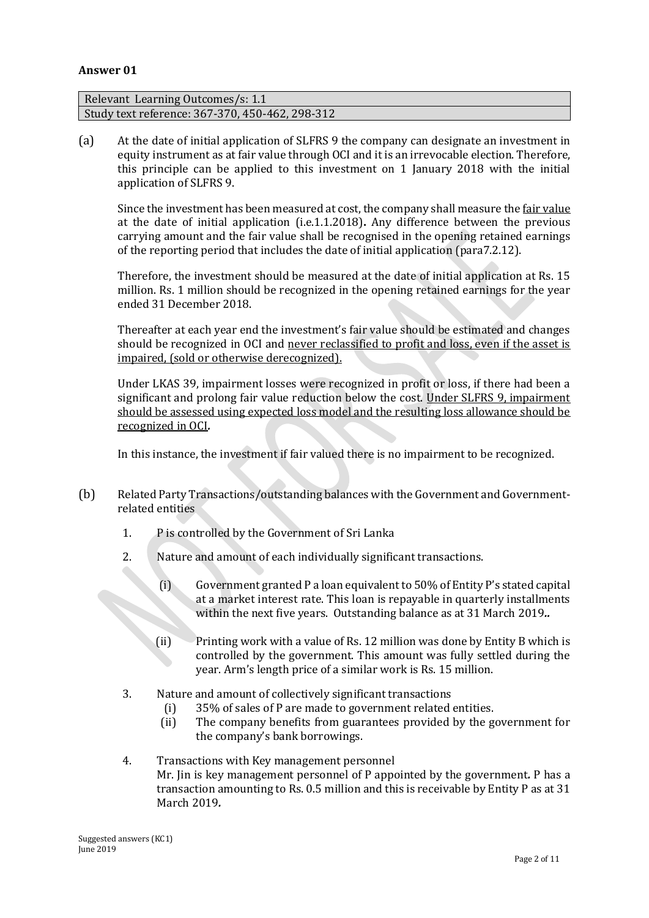**Answer 01**

| Relevant Learning Outcomes/s: 1.1 |
|---|
| Study text reference: 367-370, 450-462, 298-312 |

(a) At the date of initial application of SLFRS 9 the company can designate an investment in equity instrument as at fair value through OCI and it is an irrevocable election. Therefore, this principle can be applied to this investment on 1 January 2018 with the initial application of SLFRS 9.

Since the investment has been measured at cost, the company shall measure the fair value at the date of initial application (i.e.1.1.2018). Any difference between the previous carrying amount and the fair value shall be recognised in the opening retained earnings of the reporting period that includes the date of initial application (para7.2.12).

Therefore, the investment should be measured at the date of initial application at Rs. 15 million. Rs. 1 million should be recognized in the opening retained earnings for the year ended 31 December 2018.

Thereafter at each year end the investment's fair value should be estimated and changes should be recognized in OCI and never reclassified to profit and loss, even if the asset is impaired, (sold or otherwise derecognized).

Under LKAS 39, impairment losses were recognized in profit or loss, if there had been a significant and prolong fair value reduction below the cost. Under SLFRS 9, impairment should be assessed using expected loss model and the resulting loss allowance should be recognized in OCI.

In this instance, the investment if fair valued there is no impairment to be recognized.

(b) Related Party Transactions/outstanding balances with the Government and Government-related entities

1. P is controlled by the Government of Sri Lanka

2. Nature and amount of each individually significant transactions.

   (i) Government granted P a loan equivalent to 50% of Entity P's stated capital at a market interest rate. This loan is repayable in quarterly installments within the next five years. Outstanding balance as at 31 March 2019..

   (ii) Printing work with a value of Rs. 12 million was done by Entity B which is controlled by the government. This amount was fully settled during the year. Arm's length price of a similar work is Rs. 15 million.

3. Nature and amount of collectively significant transactions

   (i) 35% of sales of P are made to government related entities.

   (ii) The company benefits from guarantees provided by the government for the company's bank borrowings.

4. Transactions with Key management personnel
   Mr. Jin is key management personnel of P appointed by the government. P has a transaction amounting to Rs. 0.5 million and this is receivable by Entity P as at 31 March 2019.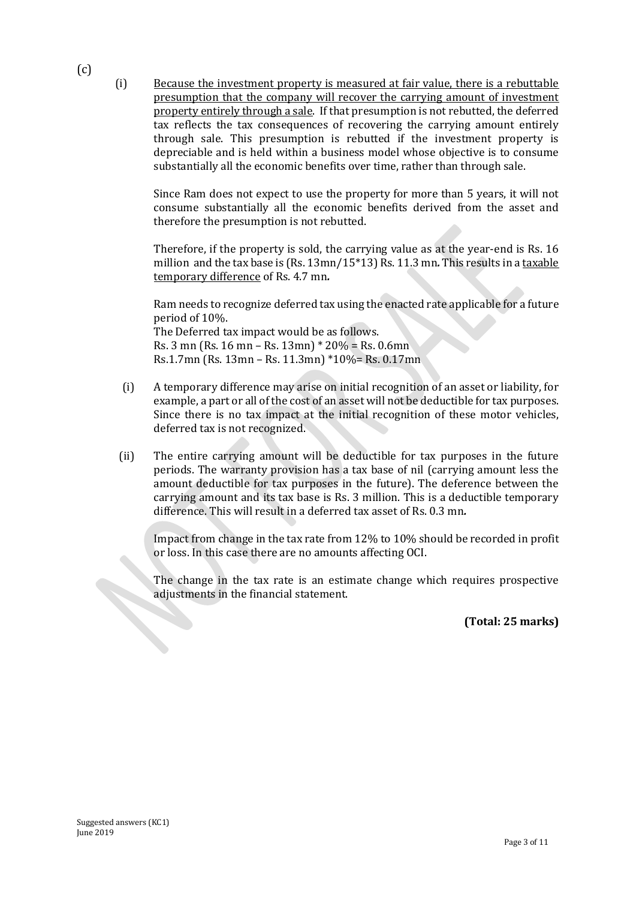(c)

(i) <u>Because the investment property is measured at fair value, there is a rebuttable presumption that the company will recover the carrying amount of investment property entirely through a sale</u>. If that presumption is not rebutted, the deferred tax reflects the tax consequences of recovering the carrying amount entirely through sale. This presumption is rebutted if the investment property is depreciable and is held within a business model whose objective is to consume substantially all the economic benefits over time, rather than through sale.

Since Ram does not expect to use the property for more than 5 years, it will not consume substantially all the economic benefits derived from the asset and therefore the presumption is not rebutted.

Therefore, if the property is sold, the carrying value as at the year-end is Rs. 16 million and the tax base is (Rs. 13mn/15*13) Rs. 11.3 mn**.** This results in a <u>taxable temporary difference</u> of Rs. 4.7 mn**.**

Ram needs to recognize deferred tax using the enacted rate applicable for a future period of 10%.
The Deferred tax impact would be as follows.
Rs. 3 mn (Rs. 16 mn – Rs. 13mn) * 20% = Rs. 0.6mn
Rs.1.7mn (Rs. 13mn – Rs. 11.3mn) *10%= Rs. 0.17mn

(i) A temporary difference may arise on initial recognition of an asset or liability, for example, a part or all of the cost of an asset will not be deductible for tax purposes. Since there is no tax impact at the initial recognition of these motor vehicles, deferred tax is not recognized.

(ii) The entire carrying amount will be deductible for tax purposes in the future periods. The warranty provision has a tax base of nil (carrying amount less the amount deductible for tax purposes in the future). The deference between the carrying amount and its tax base is Rs. 3 million. This is a deductible temporary difference. This will result in a deferred tax asset of Rs. 0.3 mn**.**

Impact from change in the tax rate from 12% to 10% should be recorded in profit or loss. In this case there are no amounts affecting OCI.

The change in the tax rate is an estimate change which requires prospective adjustments in the financial statement.

**(Total: 25 marks)**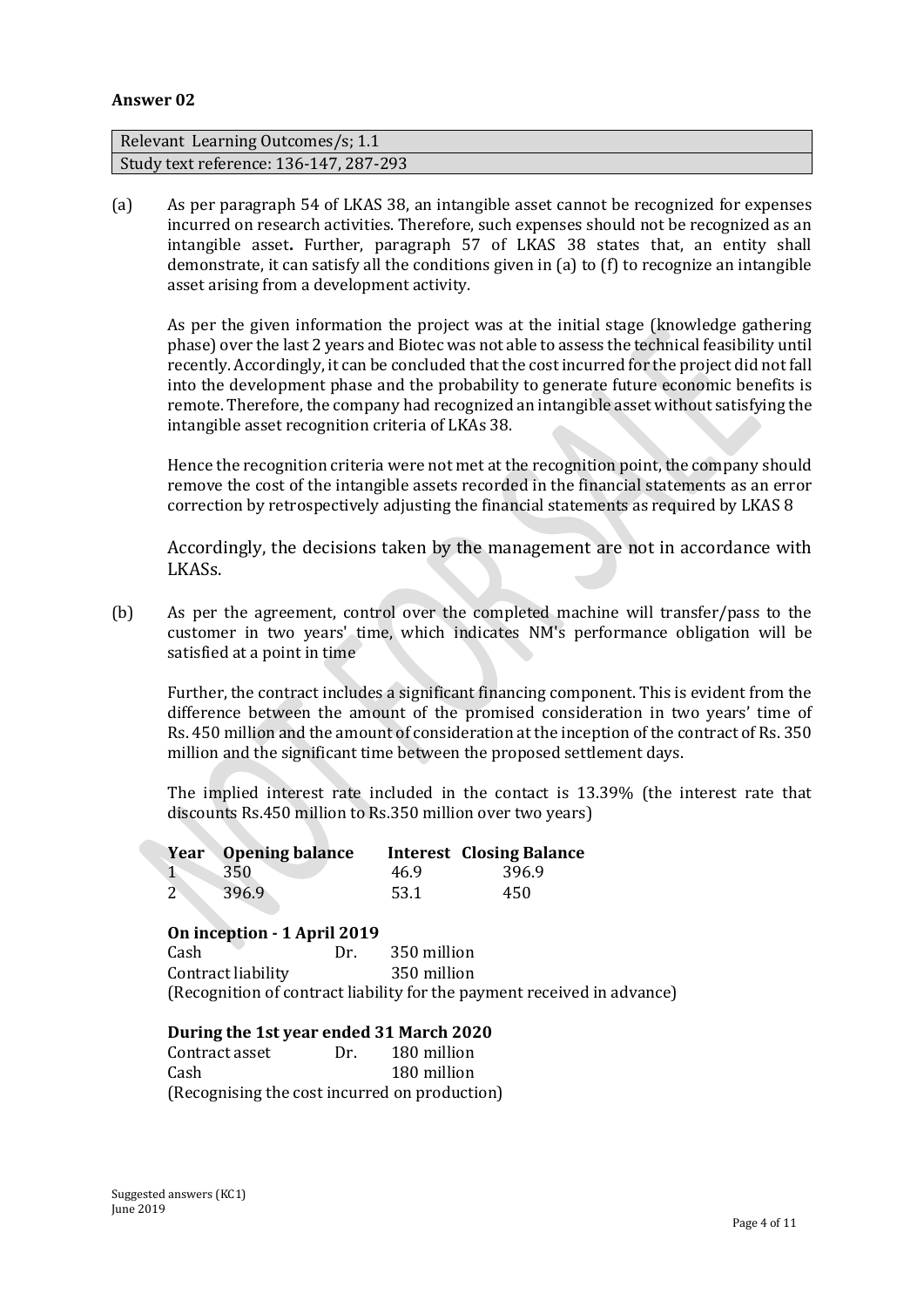**Answer 02**

| Relevant Learning Outcomes/s; 1.1 |
|---|
| Study text reference: 136-147, 287-293 |

(a) As per paragraph 54 of LKAS 38, an intangible asset cannot be recognized for expenses incurred on research activities. Therefore, such expenses should not be recognized as an intangible asset**.** Further, paragraph 57 of LKAS 38 states that, an entity shall demonstrate, it can satisfy all the conditions given in (a) to (f) to recognize an intangible asset arising from a development activity.

As per the given information the project was at the initial stage (knowledge gathering phase) over the last 2 years and Biotec was not able to assess the technical feasibility until recently. Accordingly, it can be concluded that the cost incurred for the project did not fall into the development phase and the probability to generate future economic benefits is remote. Therefore, the company had recognized an intangible asset without satisfying the intangible asset recognition criteria of LKAs 38.

Hence the recognition criteria were not met at the recognition point, the company should remove the cost of the intangible assets recorded in the financial statements as an error correction by retrospectively adjusting the financial statements as required by LKAS 8

Accordingly, the decisions taken by the management are not in accordance with LKASs.

(b) As per the agreement, control over the completed machine will transfer/pass to the customer in two years' time, which indicates NM's performance obligation will be satisfied at a point in time

Further, the contract includes a significant financing component. This is evident from the difference between the amount of the promised consideration in two years' time of Rs. 450 million and the amount of consideration at the inception of the contract of Rs. 350 million and the significant time between the proposed settlement days.

The implied interest rate included in the contact is 13.39% (the interest rate that discounts Rs.450 million to Rs.350 million over two years)

| Year | Opening balance | Interest | Closing Balance |
|---|---|---|---|
| 1 | 350 | 46.9 | 396.9 |
| 2 | 396.9 | 53.1 | 450 |

**On inception - 1 April 2019**

| | | |
|---|---|---|
| Cash | Dr. | 350 million |
| Contract liability | | 350 million |

(Recognition of contract liability for the payment received in advance)

**During the 1st year ended 31 March 2020**

| | | |
|---|---|---|
| Contract asset | Dr. | 180 million |
| Cash | | 180 million |

(Recognising the cost incurred on production)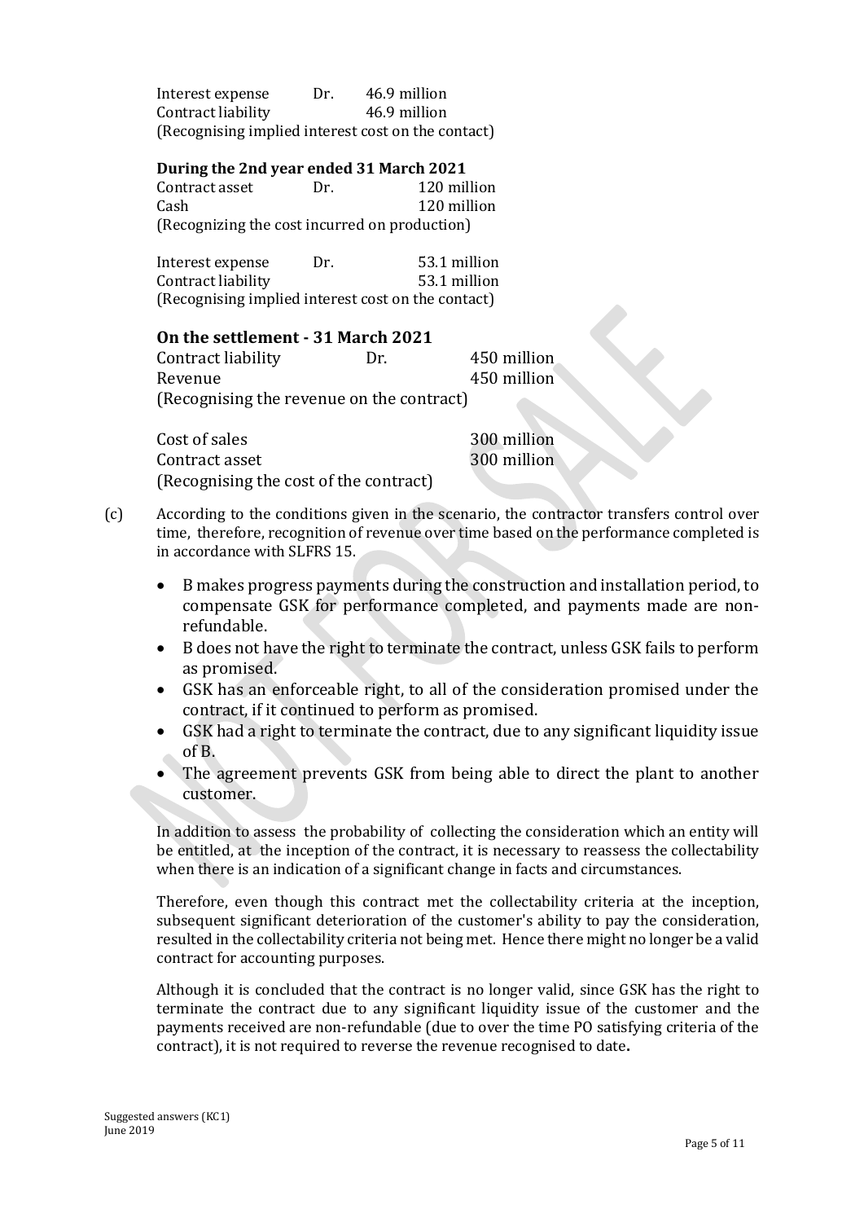| | | |
|---|---|---|
| Interest expense | Dr. | 46.9 million |
| Contract liability | | 46.9 million |

(Recognising implied interest cost on the contact)

**During the 2nd year ended 31 March 2021**

| | | |
|---|---|---|
| Contract asset | Dr. | 120 million |
| Cash | | 120 million |

(Recognizing the cost incurred on production)

| | | |
|---|---|---|
| Interest expense | Dr. | 53.1 million |
| Contract liability | | 53.1 million |

(Recognising implied interest cost on the contact)

### On the settlement - 31 March 2021

| | | |
|---|---|---|
| Contract liability | Dr. | 450 million |
| Revenue | | 450 million |

(Recognising the revenue on the contract)

| | |
|---|---|
| Cost of sales | 300 million |
| Contract asset | 300 million |

(Recognising the cost of the contract)

(c) According to the conditions given in the scenario, the contractor transfers control over time, therefore, recognition of revenue over time based on the performance completed is in accordance with SLFRS 15.

- B makes progress payments during the construction and installation period, to compensate GSK for performance completed, and payments made are non-refundable.
- B does not have the right to terminate the contract, unless GSK fails to perform as promised.
- GSK has an enforceable right, to all of the consideration promised under the contract, if it continued to perform as promised.
- GSK had a right to terminate the contract, due to any significant liquidity issue of B.
- The agreement prevents GSK from being able to direct the plant to another customer.

In addition to assess the probability of collecting the consideration which an entity will be entitled, at the inception of the contract, it is necessary to reassess the collectability when there is an indication of a significant change in facts and circumstances.

Therefore, even though this contract met the collectability criteria at the inception, subsequent significant deterioration of the customer's ability to pay the consideration, resulted in the collectability criteria not being met. Hence there might no longer be a valid contract for accounting purposes.

Although it is concluded that the contract is no longer valid, since GSK has the right to terminate the contract due to any significant liquidity issue of the customer and the payments received are non-refundable (due to over the time PO satisfying criteria of the contract), it is not required to reverse the revenue recognised to date**.**

Suggested answers (KC1)
June 2019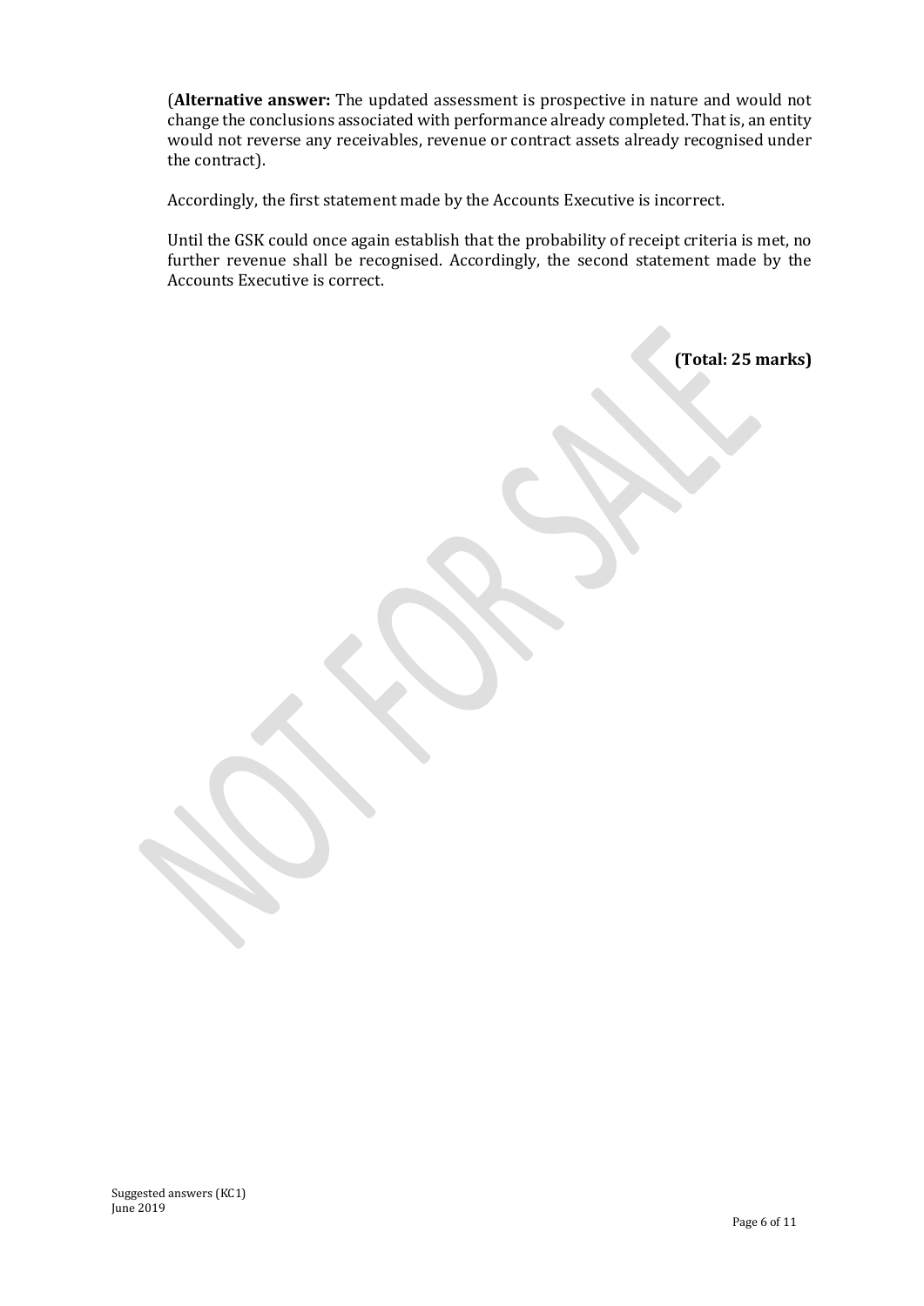(**Alternative answer:** The updated assessment is prospective in nature and would not change the conclusions associated with performance already completed. That is, an entity would not reverse any receivables, revenue or contract assets already recognised under the contract).

Accordingly, the first statement made by the Accounts Executive is incorrect.

Until the GSK could once again establish that the probability of receipt criteria is met, no further revenue shall be recognised. Accordingly, the second statement made by the Accounts Executive is correct.

**(Total: 25 marks)**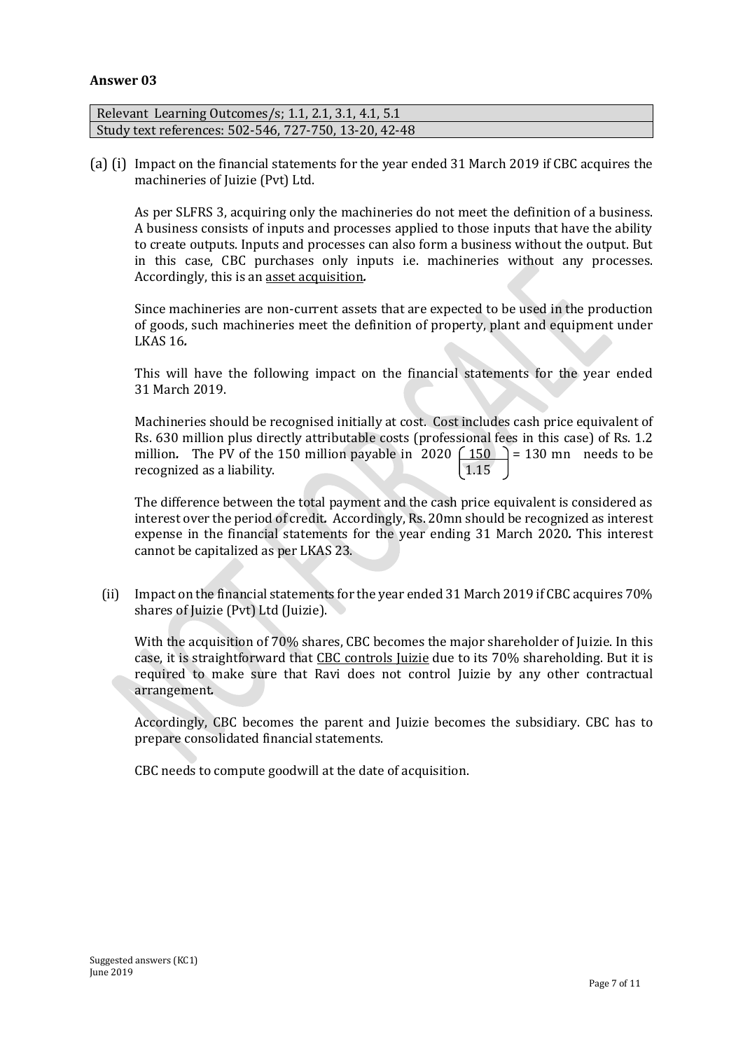**Answer 03**

| Relevant Learning Outcomes/s; 1.1, 2.1, 3.1, 4.1, 5.1 |
| --- |
| Study text references: 502-546, 727-750, 13-20, 42-48 |

(a) (i) Impact on the financial statements for the year ended 31 March 2019 if CBC acquires the machineries of Juizie (Pvt) Ltd.

As per SLFRS 3, acquiring only the machineries do not meet the definition of a business. A business consists of inputs and processes applied to those inputs that have the ability to create outputs. Inputs and processes can also form a business without the output. But in this case, CBC purchases only inputs i.e. machineries without any processes. Accordingly, this is an asset acquisition.

Since machineries are non-current assets that are expected to be used in the production of goods, such machineries meet the definition of property, plant and equipment under LKAS 16.

This will have the following impact on the financial statements for the year ended 31 March 2019.

Machineries should be recognised initially at cost. Cost includes cash price equivalent of Rs. 630 million plus directly attributable costs (professional fees in this case) of Rs. 1.2 million. The PV of the 150 million payable in 2020 $\left(\frac{150}{1.15}\right)$ = 130 mn needs to be recognized as a liability.

The difference between the total payment and the cash price equivalent is considered as interest over the period of credit. Accordingly, Rs. 20mn should be recognized as interest expense in the financial statements for the year ending 31 March 2020. This interest cannot be capitalized as per LKAS 23.

(ii) Impact on the financial statements for the year ended 31 March 2019 if CBC acquires 70% shares of Juizie (Pvt) Ltd (Juizie).

With the acquisition of 70% shares, CBC becomes the major shareholder of Juizie. In this case, it is straightforward that CBC controls Juizie due to its 70% shareholding. But it is required to make sure that Ravi does not control Juizie by any other contractual arrangement.

Accordingly, CBC becomes the parent and Juizie becomes the subsidiary. CBC has to prepare consolidated financial statements.

CBC needs to compute goodwill at the date of acquisition.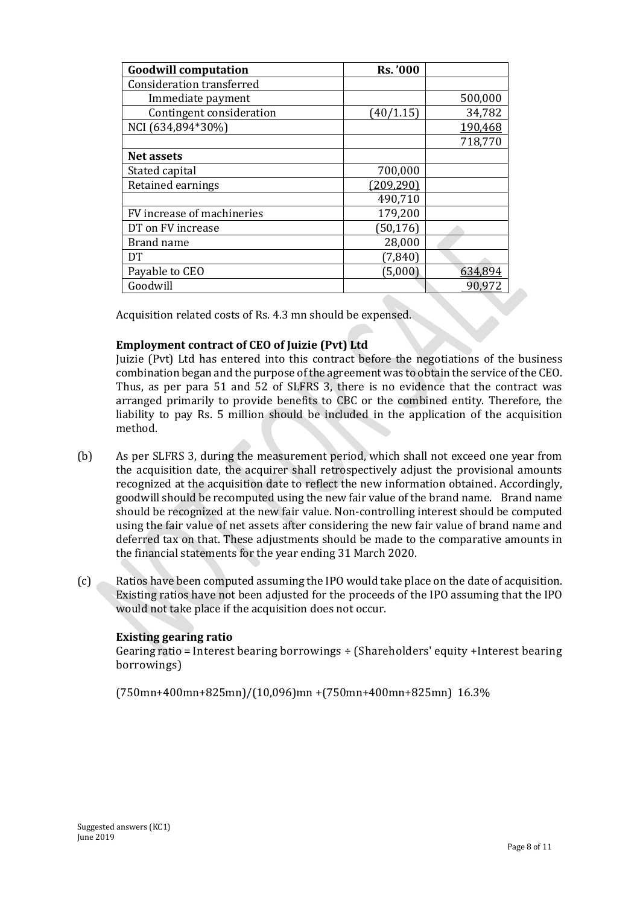| Goodwill computation | Rs. '000 | |
|---|---|---|
| Consideration transferred | | |
| Immediate payment | | 500,000 |
| Contingent consideration | (40/1.15) | 34,782 |
| NCI (634,894*30%) | | 190,468 |
| | | 718,770 |
| **Net assets** | | |
| Stated capital | 700,000 | |
| Retained earnings | (209,290) | |
| | 490,710 | |
| FV increase of machineries | 179,200 | |
| DT on FV increase | (50,176) | |
| Brand name | 28,000 | |
| DT | (7,840) | |
| Payable to CEO | (5,000) | 634,894 |
| Goodwill | | 90,972 |

Acquisition related costs of Rs. 4.3 mn should be expensed.

**Employment contract of CEO of Juizie (Pvt) Ltd**

Juizie (Pvt) Ltd has entered into this contract before the negotiations of the business combination began and the purpose of the agreement was to obtain the service of the CEO. Thus, as per para 51 and 52 of SLFRS 3, there is no evidence that the contract was arranged primarily to provide benefits to CBC or the combined entity. Therefore, the liability to pay Rs. 5 million should be included in the application of the acquisition method.

(b) As per SLFRS 3, during the measurement period, which shall not exceed one year from the acquisition date, the acquirer shall retrospectively adjust the provisional amounts recognized at the acquisition date to reflect the new information obtained. Accordingly, goodwill should be recomputed using the new fair value of the brand name. Brand name should be recognized at the new fair value. Non-controlling interest should be computed using the fair value of net assets after considering the new fair value of brand name and deferred tax on that. These adjustments should be made to the comparative amounts in the financial statements for the year ending 31 March 2020.

(c) Ratios have been computed assuming the IPO would take place on the date of acquisition. Existing ratios have not been adjusted for the proceeds of the IPO assuming that the IPO would not take place if the acquisition does not occur.

**Existing gearing ratio**

Gearing ratio = Interest bearing borrowings ÷ (Shareholders' equity +Interest bearing borrowings)

(750mn+400mn+825mn)/(10,096)mn +(750mn+400mn+825mn) 16.3%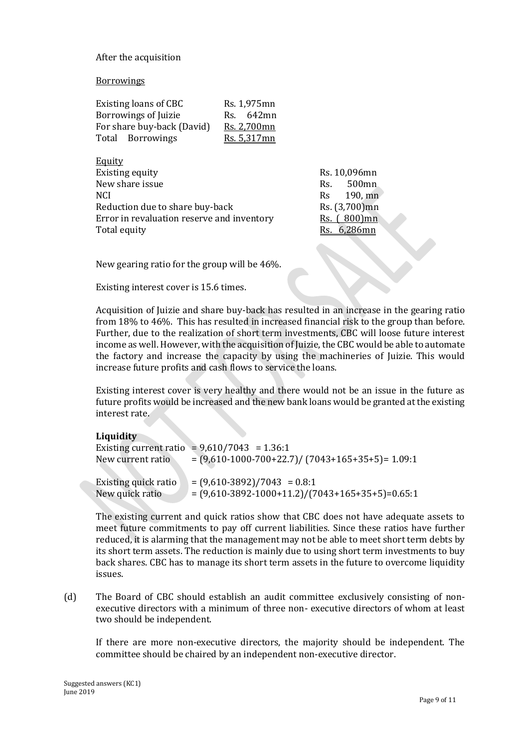After the acquisition

Borrowings

| | |
|---|---|
| Existing loans of CBC | Rs. 1,975mn |
| Borrowings of Juizie | Rs. 642mn |
| For share buy-back (David) | Rs. 2,700mn |
| Total Borrowings | Rs. 5,317mn |

Equity

| | |
|---|---|
| Existing equity | Rs. 10,096mn |
| New share issue | Rs. 500mn |
| NCI | Rs 190, mn |
| Reduction due to share buy-back | Rs. (3,700)mn |
| Error in revaluation reserve and inventory | Rs. ( 800)mn |
| Total equity | Rs. 6,286mn |

New gearing ratio for the group will be 46%.

Existing interest cover is 15.6 times.

Acquisition of Juizie and share buy-back has resulted in an increase in the gearing ratio from 18% to 46%. This has resulted in increased financial risk to the group than before. Further, due to the realization of short term investments, CBC will loose future interest income as well. However, with the acquisition of Juizie, the CBC would be able to automate the factory and increase the capacity by using the machineries of Juizie. This would increase future profits and cash flows to service the loans.

Existing interest cover is very healthy and there would not be an issue in the future as future profits would be increased and the new bank loans would be granted at the existing interest rate.

**Liquidity**

Existing current ratio = 9,610/7043 = 1.36:1
New current ratio = (9,610-1000-700+22.7)/ (7043+165+35+5)= 1.09:1

Existing quick ratio = (9,610-3892)/7043 = 0.8:1
New quick ratio = (9,610-3892-1000+11.2)/(7043+165+35+5)=0.65:1

The existing current and quick ratios show that CBC does not have adequate assets to meet future commitments to pay off current liabilities. Since these ratios have further reduced, it is alarming that the management may not be able to meet short term debts by its short term assets. The reduction is mainly due to using short term investments to buy back shares. CBC has to manage its short term assets in the future to overcome liquidity issues.

(d) The Board of CBC should establish an audit committee exclusively consisting of non-executive directors with a minimum of three non- executive directors of whom at least two should be independent.

If there are more non-executive directors, the majority should be independent. The committee should be chaired by an independent non-executive director.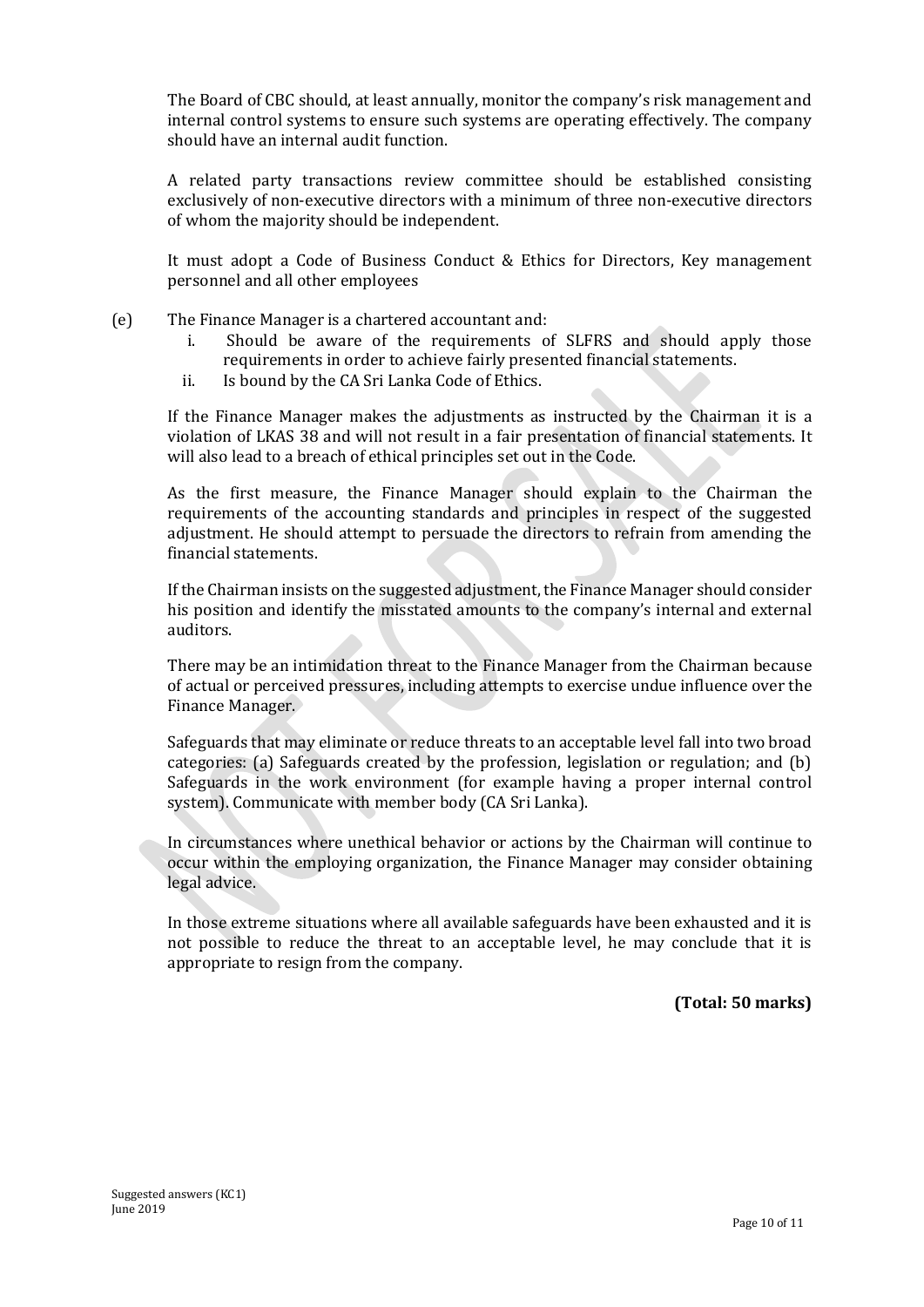The Board of CBC should, at least annually, monitor the company's risk management and internal control systems to ensure such systems are operating effectively. The company should have an internal audit function.

A related party transactions review committee should be established consisting exclusively of non-executive directors with a minimum of three non-executive directors of whom the majority should be independent.

It must adopt a Code of Business Conduct & Ethics for Directors, Key management personnel and all other employees

(e) The Finance Manager is a chartered accountant and:

i. Should be aware of the requirements of SLFRS and should apply those requirements in order to achieve fairly presented financial statements.
ii. Is bound by the CA Sri Lanka Code of Ethics.

If the Finance Manager makes the adjustments as instructed by the Chairman it is a violation of LKAS 38 and will not result in a fair presentation of financial statements. It will also lead to a breach of ethical principles set out in the Code.

As the first measure, the Finance Manager should explain to the Chairman the requirements of the accounting standards and principles in respect of the suggested adjustment. He should attempt to persuade the directors to refrain from amending the financial statements.

If the Chairman insists on the suggested adjustment, the Finance Manager should consider his position and identify the misstated amounts to the company's internal and external auditors.

There may be an intimidation threat to the Finance Manager from the Chairman because of actual or perceived pressures, including attempts to exercise undue influence over the Finance Manager.

Safeguards that may eliminate or reduce threats to an acceptable level fall into two broad categories: (a) Safeguards created by the profession, legislation or regulation; and (b) Safeguards in the work environment (for example having a proper internal control system). Communicate with member body (CA Sri Lanka).

In circumstances where unethical behavior or actions by the Chairman will continue to occur within the employing organization, the Finance Manager may consider obtaining legal advice.

In those extreme situations where all available safeguards have been exhausted and it is not possible to reduce the threat to an acceptable level, he may conclude that it is appropriate to resign from the company.

**(Total: 50 marks)**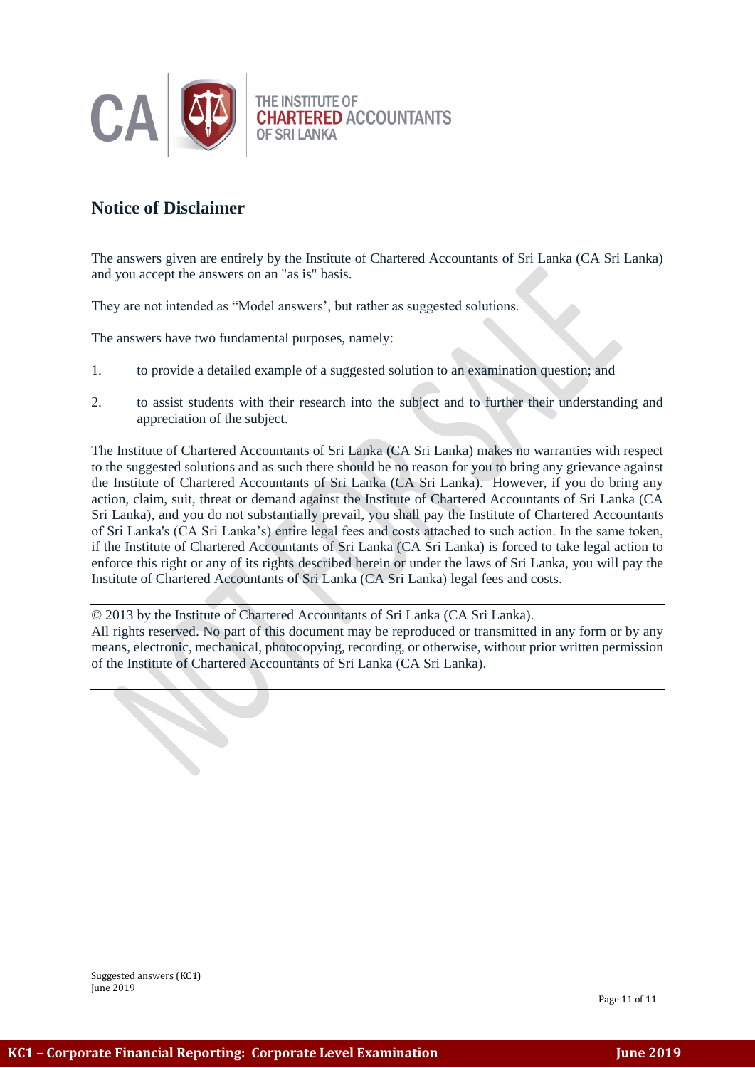THE INSTITUTE OF CHARTERED ACCOUNTANTS OF SRI LANKA

## Notice of Disclaimer

The answers given are entirely by the Institute of Chartered Accountants of Sri Lanka (CA Sri Lanka) and you accept the answers on an "as is" basis.

They are not intended as "Model answers', but rather as suggested solutions.

The answers have two fundamental purposes, namely:

1. to provide a detailed example of a suggested solution to an examination question; and

2. to assist students with their research into the subject and to further their understanding and appreciation of the subject.

The Institute of Chartered Accountants of Sri Lanka (CA Sri Lanka) makes no warranties with respect to the suggested solutions and as such there should be no reason for you to bring any grievance against the Institute of Chartered Accountants of Sri Lanka (CA Sri Lanka). However, if you do bring any action, claim, suit, threat or demand against the Institute of Chartered Accountants of Sri Lanka (CA Sri Lanka), and you do not substantially prevail, you shall pay the Institute of Chartered Accountants of Sri Lanka's (CA Sri Lanka's) entire legal fees and costs attached to such action. In the same token, if the Institute of Chartered Accountants of Sri Lanka (CA Sri Lanka) is forced to take legal action to enforce this right or any of its rights described herein or under the laws of Sri Lanka, you will pay the Institute of Chartered Accountants of Sri Lanka (CA Sri Lanka) legal fees and costs.

---

© 2013 by the Institute of Chartered Accountants of Sri Lanka (CA Sri Lanka).
All rights reserved. No part of this document may be reproduced or transmitted in any form or by any means, electronic, mechanical, photocopying, recording, or otherwise, without prior written permission of the Institute of Chartered Accountants of Sri Lanka (CA Sri Lanka).

---